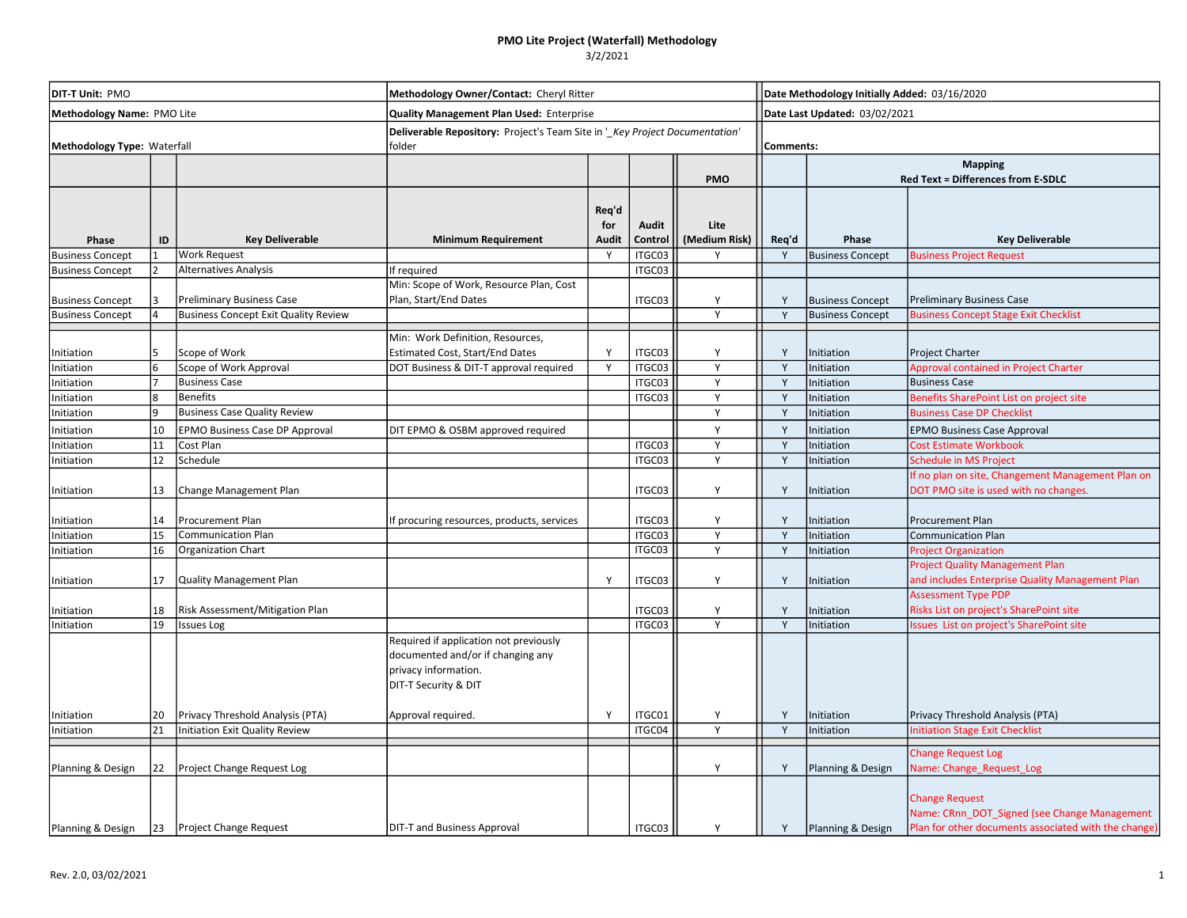# PMO Lite Project (Waterfall) Methodology

3/2/2021

| | | |
|---|---|---|
| **DIT-T Unit:** PMO | **Methodology Owner/Contact:** Cheryl Ritter | **Date Methodology Initially Added:** 03/16/2020 |
| **Methodology Name:** PMO Lite | **Quality Management Plan Used:** Enterprise | **Date Last Updated:** 03/02/2021 |
| **Methodology Type:** Waterfall | **Deliverable Repository:** Project's Team Site in '*_Key Project Documentation*' folder | **Comments:** |

| | | | | | | PMO | Mapping<br>Red Text = Differences from E-SDLC | | |
|---|---|---|---|---|---|---|---|---|---|
| **Phase** | **ID** | **Key Deliverable** | **Minimum Requirement** | **Req'd for Audit** | **Audit Control** | **Lite (Medium Risk)** | **Req'd** | **Phase** | **Key Deliverable** |
| Business Concept | 1 | Work Request | | Y | ITGC03 | Y | Y | Business Concept | Business Project Request |
| Business Concept | 2 | Alternatives Analysis | If required | | ITGC03 | | | | |
| Business Concept | 3 | Preliminary Business Case | Min: Scope of Work, Resource Plan, Cost Plan, Start/End Dates | | ITGC03 | Y | Y | Business Concept | Preliminary Business Case |
| Business Concept | 4 | Business Concept Exit Quality Review | | | | Y | Y | Business Concept | Business Concept Stage Exit Checklist |
| | | | | | | | | | |
| Initiation | 5 | Scope of Work | Min: Work Definition, Resources, Estimated Cost, Start/End Dates | Y | ITGC03 | Y | Y | Initiation | Project Charter |
| Initiation | 6 | Scope of Work Approval | DOT Business & DIT-T approval required | Y | ITGC03 | Y | Y | Initiation | Approval contained in Project Charter |
| Initiation | 7 | Business Case | | | ITGC03 | Y | Y | Initiation | Business Case |
| Initiation | 8 | Benefits | | | ITGC03 | Y | Y | Initiation | Benefits SharePoint List on project site |
| Initiation | 9 | Business Case Quality Review | | | | Y | Y | Initiation | Business Case DP Checklist |
| Initiation | 10 | EPMO Business Case DP Approval | DIT EPMO & OSBM approved required | | | Y | Y | Initiation | EPMO Business Case Approval |
| Initiation | 11 | Cost Plan | | | ITGC03 | Y | Y | Initiation | Cost Estimate Workbook |
| Initiation | 12 | Schedule | | | ITGC03 | Y | Y | Initiation | Schedule in MS Project |
| Initiation | 13 | Change Management Plan | | | ITGC03 | Y | Y | Initiation | If no plan on site, Changement Management Plan on DOT PMO site is used with no changes. |
| Initiation | 14 | Procurement Plan | If procuring resources, products, services | | ITGC03 | Y | Y | Initiation | Procurement Plan |
| Initiation | 15 | Communication Plan | | | ITGC03 | Y | Y | Initiation | Communication Plan |
| Initiation | 16 | Organization Chart | | | ITGC03 | Y | Y | Initiation | Project Organization |
| Initiation | 17 | Quality Management Plan | | Y | ITGC03 | Y | Y | Initiation | Project Quality Management Plan and includes Enterprise Quality Management Plan |
| Initiation | 18 | Risk Assessment/Mitigation Plan | | | ITGC03 | Y | Y | Initiation | Assessment Type PDP<br>Risks List on project's SharePoint site |
| Initiation | 19 | Issues Log | | | ITGC03 | Y | Y | Initiation | Issues List on project's SharePoint site |
| Initiation | 20 | Privacy Threshold Analysis (PTA) | Required if application not previously documented and/or if changing any privacy information.<br>DIT-T Security & DIT Approval required. | Y | ITGC01 | Y | Y | Initiation | Privacy Threshold Analysis (PTA) |
| Initiation | 21 | Initiation Exit Quality Review | | | ITGC04 | Y | Y | Initiation | Initiation Stage Exit Checklist |
| | | | | | | | | | |
| Planning & Design | 22 | Project Change Request Log | | | | Y | Y | Planning & Design | Change Request Log<br>Name: Change_Request_Log |
| Planning & Design | 23 | Project Change Request | DIT-T and Business Approval | | ITGC03 | Y | Y | Planning & Design | Change Request<br>Name: CRnn_DOT_Signed (see Change Management Plan for other documents associated with the change) |

Rev. 2.0, 03/02/2021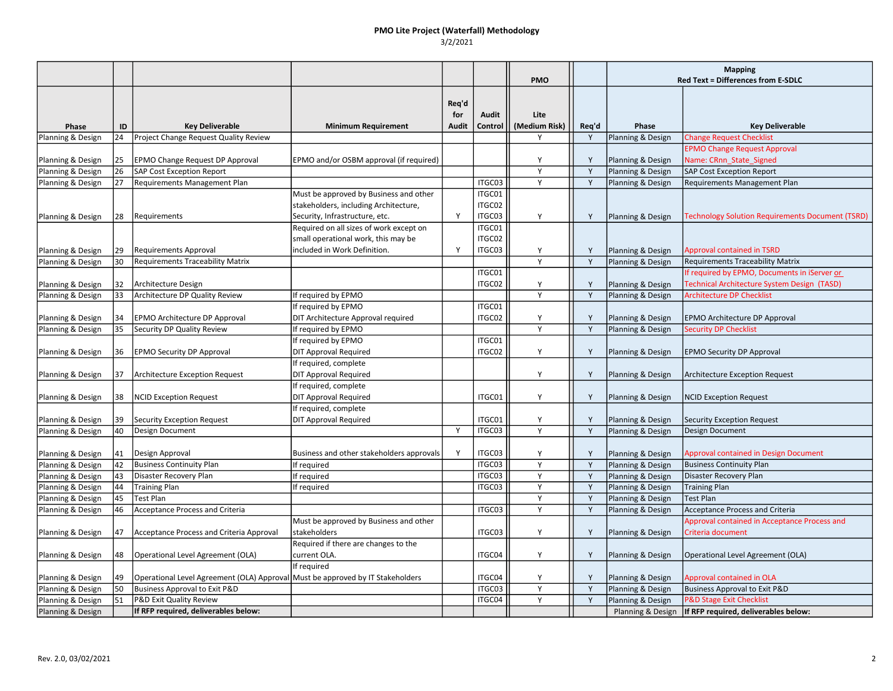**PMO Lite Project (Waterfall) Methodology**

3/2/2021

| Phase | ID | Key Deliverable | Minimum Requirement | Req'd for Audit | Audit Control | PMO Lite (Medium Risk) | Req'd | Mapping Red Text = Differences from E-SDLC Phase | Key Deliverable |
|---|---|---|---|---|---|---|---|---|---|
| Planning & Design | 24 | Project Change Request Quality Review | | | | Y | Y | Planning & Design | Change Request Checklist |
| Planning & Design | 25 | EPMO Change Request DP Approval | EPMO and/or OSBM approval (if required) | | | Y | Y | Planning & Design | EPMO Change Request Approval Name: CRnn_State_Signed |
| Planning & Design | 26 | SAP Cost Exception Report | | | | Y | Y | Planning & Design | SAP Cost Exception Report |
| Planning & Design | 27 | Requirements Management Plan | | | ITGC03 | Y | Y | Planning & Design | Requirements Management Plan |
| Planning & Design | 28 | Requirements | Must be approved by Business and other stakeholders, including Architecture, Security, Infrastructure, etc. | Y | ITGC01 ITGC02 ITGC03 | Y | Y | Planning & Design | Technology Solution Requirements Document (TSRD) |
| Planning & Design | 29 | Requirements Approval | Required on all sizes of work except on small operational work, this may be included in Work Definition. | Y | ITGC01 ITGC02 ITGC03 | Y | Y | Planning & Design | Approval contained in TSRD |
| Planning & Design | 30 | Requirements Traceability Matrix | | | | Y | Y | Planning & Design | Requirements Traceability Matrix |
| Planning & Design | 32 | Architecture Design | | | ITGC01 ITGC02 | Y | Y | Planning & Design | If required by EPMO, Documents in iServer or Technical Architecture System Design (TASD) |
| Planning & Design | 33 | Architecture DP Quality Review | If required by EPMO | | | Y | Y | Planning & Design | Architecture DP Checklist |
| Planning & Design | 34 | EPMO Architecture DP Approval | If required by EPMO DIT Architecture Approval required | | ITGC01 ITGC02 | Y | Y | Planning & Design | EPMO Architecture DP Approval |
| Planning & Design | 35 | Security DP Quality Review | If required by EPMO | | | Y | Y | Planning & Design | Security DP Checklist |
| Planning & Design | 36 | EPMO Security DP Approval | If required by EPMO DIT Approval Required | | ITGC01 ITGC02 | Y | Y | Planning & Design | EPMO Security DP Approval |
| Planning & Design | 37 | Architecture Exception Request | If required, complete DIT Approval Required | | | Y | Y | Planning & Design | Architecture Exception Request |
| Planning & Design | 38 | NCID Exception Request | If required, complete DIT Approval Required | | ITGC01 | Y | Y | Planning & Design | NCID Exception Request |
| Planning & Design | 39 | Security Exception Request | If required, complete DIT Approval Required | | ITGC01 | Y | Y | Planning & Design | Security Exception Request |
| Planning & Design | 40 | Design Document | | Y | ITGC03 | Y | Y | Planning & Design | Design Document |
| Planning & Design | 41 | Design Approval | Business and other stakeholders approvals | Y | ITGC03 | Y | Y | Planning & Design | Approval contained in Design Document |
| Planning & Design | 42 | Business Continuity Plan | If required | | ITGC03 | Y | Y | Planning & Design | Business Continuity Plan |
| Planning & Design | 43 | Disaster Recovery Plan | If required | | ITGC03 | Y | Y | Planning & Design | Disaster Recovery Plan |
| Planning & Design | 44 | Training Plan | If required | | ITGC03 | Y | Y | Planning & Design | Training Plan |
| Planning & Design | 45 | Test Plan | | | | Y | Y | Planning & Design | Test Plan |
| Planning & Design | 46 | Acceptance Process and Criteria | | | ITGC03 | Y | Y | Planning & Design | Acceptance Process and Criteria |
| Planning & Design | 47 | Acceptance Process and Criteria Approval | Must be approved by Business and other stakeholders | | ITGC03 | Y | Y | Planning & Design | Approval contained in Acceptance Process and Criteria document |
| Planning & Design | 48 | Operational Level Agreement (OLA) | Required if there are changes to the current OLA. | | ITGC04 | Y | Y | Planning & Design | Operational Level Agreement (OLA) |
| Planning & Design | 49 | Operational Level Agreement (OLA) Approval | If required Must be approved by IT Stakeholders | | ITGC04 | Y | Y | Planning & Design | Approval contained in OLA |
| Planning & Design | 50 | Business Approval to Exit P&D | | | ITGC03 | Y | Y | Planning & Design | Business Approval to Exit P&D |
| Planning & Design | 51 | P&D Exit Quality Review | | | ITGC04 | Y | Y | Planning & Design | P&D Stage Exit Checklist |
| Planning & Design | | **If RFP required, deliverables below:** | | | | | | Planning & Design | **If RFP required, deliverables below:** |

Rev. 2.0, 03/02/2021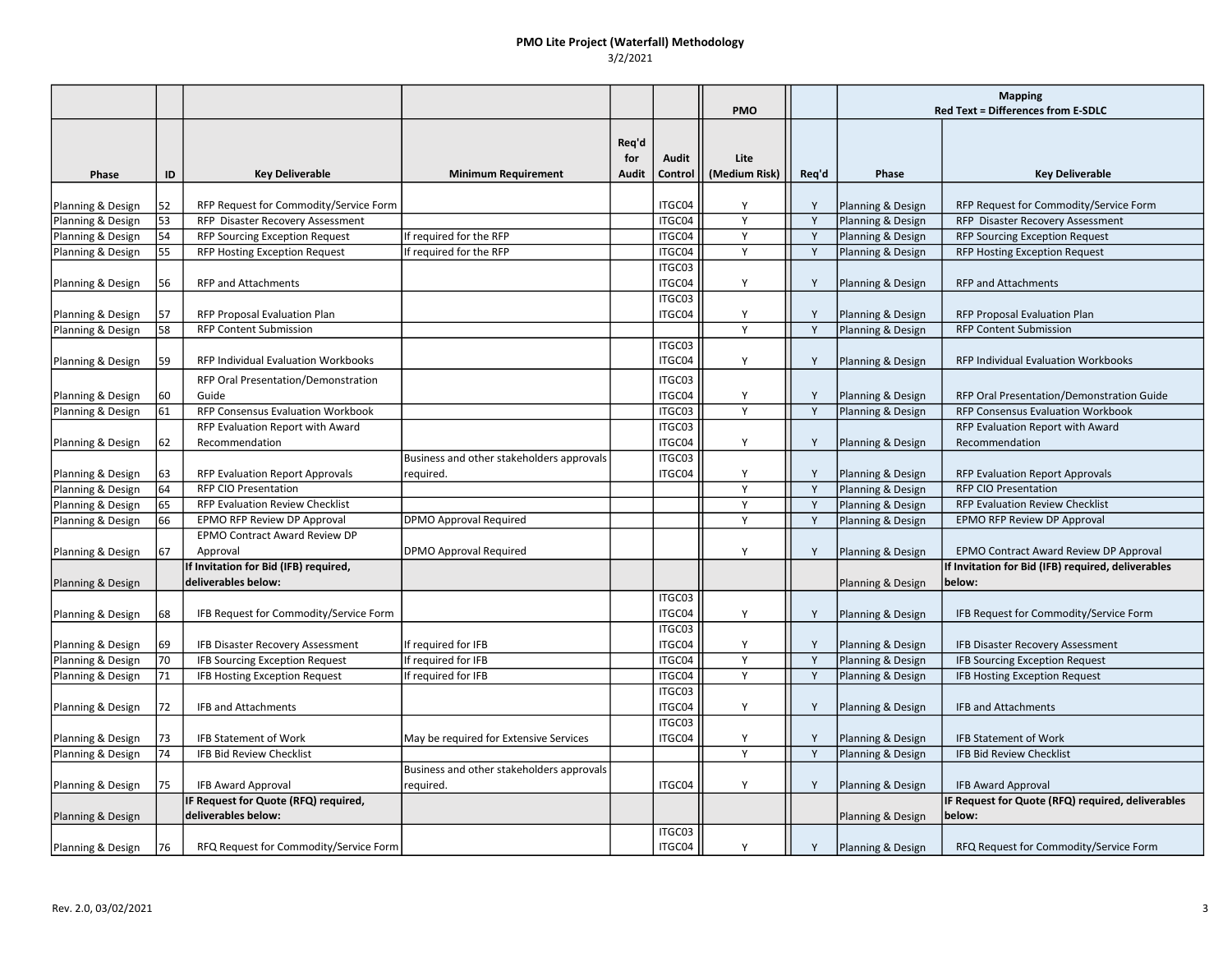# PMO Lite Project (Waterfall) Methodology

3/2/2021

| Phase | ID | Key Deliverable | Minimum Requirement | Req'd for Audit | Audit Control | PMO Lite (Medium Risk) | Req'd | Mapping Red Text = Differences from E-SDLC Phase | Key Deliverable |
|---|---|---|---|---|---|---|---|---|---|
| Planning & Design | 52 | RFP Request for Commodity/Service Form | | | ITGC04 | Y | Y | Planning & Design | RFP Request for Commodity/Service Form |
| Planning & Design | 53 | RFP Disaster Recovery Assessment | | | ITGC04 | Y | Y | Planning & Design | RFP Disaster Recovery Assessment |
| Planning & Design | 54 | RFP Sourcing Exception Request | If required for the RFP | | ITGC04 | Y | Y | Planning & Design | RFP Sourcing Exception Request |
| Planning & Design | 55 | RFP Hosting Exception Request | If required for the RFP | | ITGC04 | Y | Y | Planning & Design | RFP Hosting Exception Request |
| Planning & Design | 56 | RFP and Attachments | | | ITGC03 ITGC04 | Y | Y | Planning & Design | RFP and Attachments |
| Planning & Design | 57 | RFP Proposal Evaluation Plan | | | ITGC03 ITGC04 | Y | Y | Planning & Design | RFP Proposal Evaluation Plan |
| Planning & Design | 58 | RFP Content Submission | | | | Y | Y | Planning & Design | RFP Content Submission |
| Planning & Design | 59 | RFP Individual Evaluation Workbooks | | | ITGC03 ITGC04 | Y | Y | Planning & Design | RFP Individual Evaluation Workbooks |
| Planning & Design | 60 | RFP Oral Presentation/Demonstration Guide | | | ITGC03 ITGC04 | Y | Y | Planning & Design | RFP Oral Presentation/Demonstration Guide |
| Planning & Design | 61 | RFP Consensus Evaluation Workbook | | | ITGC03 | Y | Y | Planning & Design | RFP Consensus Evaluation Workbook |
| Planning & Design | 62 | RFP Evaluation Report with Award Recommendation | | | ITGC03 ITGC04 | Y | Y | Planning & Design | RFP Evaluation Report with Award Recommendation |
| Planning & Design | 63 | RFP Evaluation Report Approvals | Business and other stakeholders approvals required. | | ITGC03 ITGC04 | Y | Y | Planning & Design | RFP Evaluation Report Approvals |
| Planning & Design | 64 | RFP CIO Presentation | | | | Y | Y | Planning & Design | RFP CIO Presentation |
| Planning & Design | 65 | RFP Evaluation Review Checklist | | | | Y | Y | Planning & Design | RFP Evaluation Review Checklist |
| Planning & Design | 66 | EPMO RFP Review DP Approval | DPMO Approval Required | | | Y | Y | Planning & Design | EPMO RFP Review DP Approval |
| Planning & Design | 67 | EPMO Contract Award Review DP Approval | DPMO Approval Required | | | Y | Y | Planning & Design | EPMO Contract Award Review DP Approval |
| Planning & Design | | **If Invitation for Bid (IFB) required, deliverables below:** | | | | | | Planning & Design | **If Invitation for Bid (IFB) required, deliverables below:** |
| Planning & Design | 68 | IFB Request for Commodity/Service Form | | | ITGC03 ITGC04 | Y | Y | Planning & Design | IFB Request for Commodity/Service Form |
| Planning & Design | 69 | IFB Disaster Recovery Assessment | If required for IFB | | ITGC03 ITGC04 | Y | Y | Planning & Design | IFB Disaster Recovery Assessment |
| Planning & Design | 70 | IFB Sourcing Exception Request | If required for IFB | | ITGC04 | Y | Y | Planning & Design | IFB Sourcing Exception Request |
| Planning & Design | 71 | IFB Hosting Exception Request | If required for IFB | | ITGC04 | Y | Y | Planning & Design | IFB Hosting Exception Request |
| Planning & Design | 72 | IFB and Attachments | | | ITGC03 ITGC04 | Y | Y | Planning & Design | IFB and Attachments |
| Planning & Design | 73 | IFB Statement of Work | May be required for Extensive Services | | ITGC03 ITGC04 | Y | Y | Planning & Design | IFB Statement of Work |
| Planning & Design | 74 | IFB Bid Review Checklist | | | | Y | Y | Planning & Design | IFB Bid Review Checklist |
| Planning & Design | 75 | IFB Award Approval | Business and other stakeholders approvals required. | | ITGC04 | Y | Y | Planning & Design | IFB Award Approval |
| Planning & Design | | **IF Request for Quote (RFQ) required, deliverables below:** | | | | | | Planning & Design | **IF Request for Quote (RFQ) required, deliverables below:** |
| Planning & Design | 76 | RFQ Request for Commodity/Service Form | | | ITGC03 ITGC04 | Y | Y | Planning & Design | RFQ Request for Commodity/Service Form |

Rev. 2.0, 03/02/2021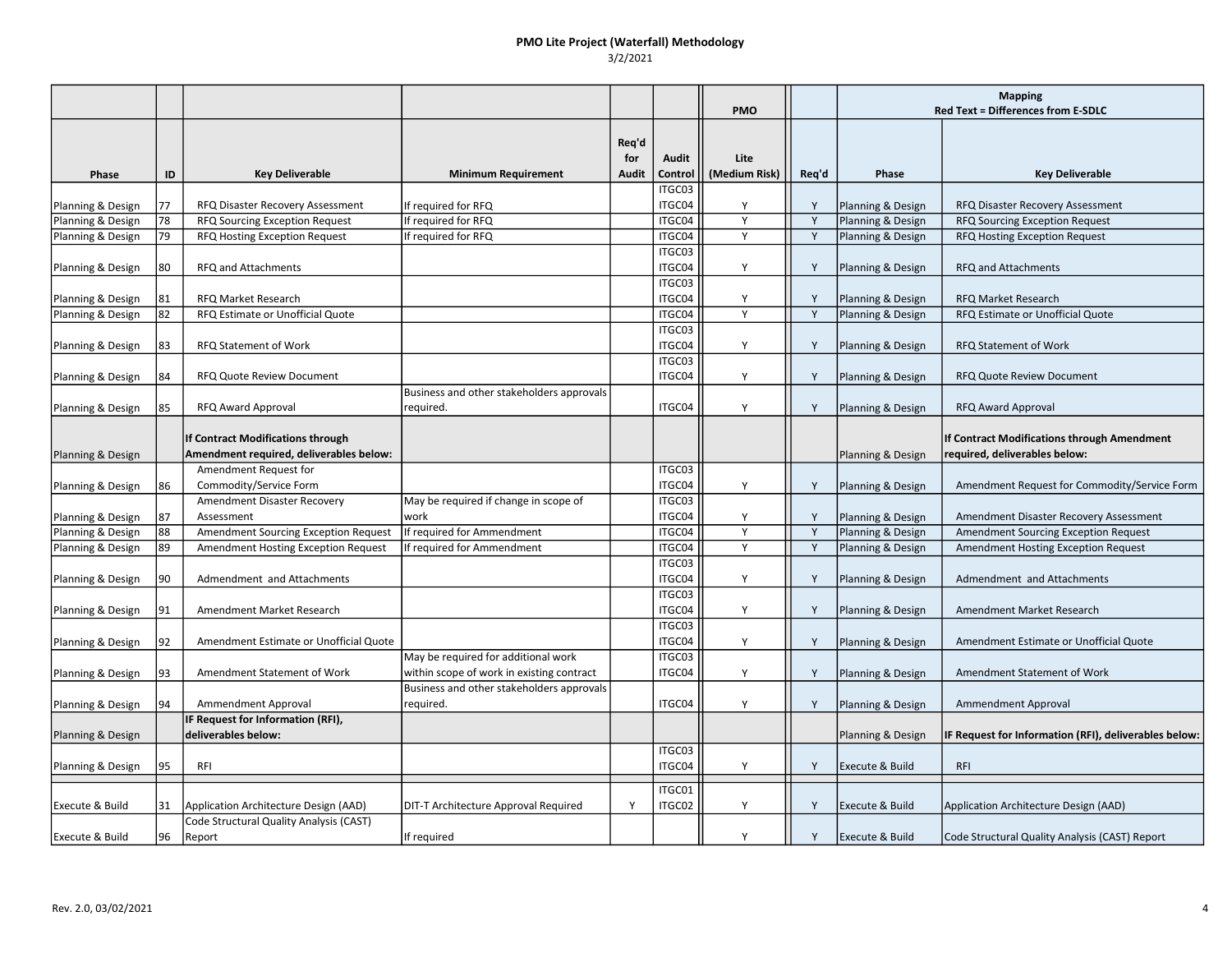# PMO Lite Project (Waterfall) Methodology

3/2/2021

| | | | | | | PMO | | Mapping Red Text = Differences from E-SDLC | |
|---|---|---|---|---|---|---|---|---|---|
| Phase | ID | Key Deliverable | Minimum Requirement | Req'd for Audit | Audit Control | Lite (Medium Risk) | Req'd | Phase | Key Deliverable |
| Planning & Design | 77 | RFQ Disaster Recovery Assessment | If required for RFQ | | ITGC03 ITGC04 | Y | Y | Planning & Design | RFQ Disaster Recovery Assessment |
| Planning & Design | 78 | RFQ Sourcing Exception Request | If required for RFQ | | ITGC04 | Y | Y | Planning & Design | RFQ Sourcing Exception Request |
| Planning & Design | 79 | RFQ Hosting Exception Request | If required for RFQ | | ITGC04 | Y | Y | Planning & Design | RFQ Hosting Exception Request |
| Planning & Design | 80 | RFQ and Attachments | | | ITGC03 ITGC04 | Y | Y | Planning & Design | RFQ and Attachments |
| Planning & Design | 81 | RFQ Market Research | | | ITGC03 ITGC04 | Y | Y | Planning & Design | RFQ Market Research |
| Planning & Design | 82 | RFQ Estimate or Unofficial Quote | | | ITGC04 | Y | Y | Planning & Design | RFQ Estimate or Unofficial Quote |
| Planning & Design | 83 | RFQ Statement of Work | | | ITGC03 ITGC04 | Y | Y | Planning & Design | RFQ Statement of Work |
| Planning & Design | 84 | RFQ Quote Review Document | | | ITGC03 ITGC04 | Y | Y | Planning & Design | RFQ Quote Review Document |
| Planning & Design | 85 | RFQ Award Approval | Business and other stakeholders approvals required. | | ITGC04 | Y | Y | Planning & Design | RFQ Award Approval |
| Planning & Design | | **If Contract Modifications through Amendment required, deliverables below:** | | | | | | Planning & Design | **If Contract Modifications through Amendment required, deliverables below:** |
| Planning & Design | 86 | Amendment Request for Commodity/Service Form | | | ITGC03 ITGC04 | Y | Y | Planning & Design | Amendment Request for Commodity/Service Form |
| Planning & Design | 87 | Amendment Disaster Recovery Assessment | May be required if change in scope of work | | ITGC03 ITGC04 | Y | Y | Planning & Design | Amendment Disaster Recovery Assessment |
| Planning & Design | 88 | Amendment Sourcing Exception Request | If required for Ammendment | | ITGC04 | Y | Y | Planning & Design | Amendment Sourcing Exception Request |
| Planning & Design | 89 | Amendment Hosting Exception Request | If required for Ammendment | | ITGC04 | Y | Y | Planning & Design | Amendment Hosting Exception Request |
| Planning & Design | 90 | Admendment and Attachments | | | ITGC03 ITGC04 | Y | Y | Planning & Design | Admendment and Attachments |
| Planning & Design | 91 | Amendment Market Research | | | ITGC03 ITGC04 | Y | Y | Planning & Design | Amendment Market Research |
| Planning & Design | 92 | Amendment Estimate or Unofficial Quote | | | ITGC03 ITGC04 | Y | Y | Planning & Design | Amendment Estimate or Unofficial Quote |
| Planning & Design | 93 | Amendment Statement of Work | May be required for additional work within scope of work in existing contract | | ITGC03 ITGC04 | Y | Y | Planning & Design | Amendment Statement of Work |
| Planning & Design | 94 | Ammendment Approval | Business and other stakeholders approvals required. | | ITGC04 | Y | Y | Planning & Design | Ammendment Approval |
| Planning & Design | | **IF Request for Information (RFI), deliverables below:** | | | | | | Planning & Design | **IF Request for Information (RFI), deliverables below:** |
| Planning & Design | 95 | RFI | | | ITGC03 ITGC04 | Y | Y | Execute & Build | RFI |
| | | | | | | | | | |
| Execute & Build | 31 | Application Architecture Design (AAD) | DIT-T Architecture Approval Required | Y | ITGC01 ITGC02 | Y | Y | Execute & Build | Application Architecture Design (AAD) |
| Execute & Build | 96 | Code Structural Quality Analysis (CAST) Report | If required | | | Y | Y | Execute & Build | Code Structural Quality Analysis (CAST) Report |

Rev. 2.0, 03/02/2021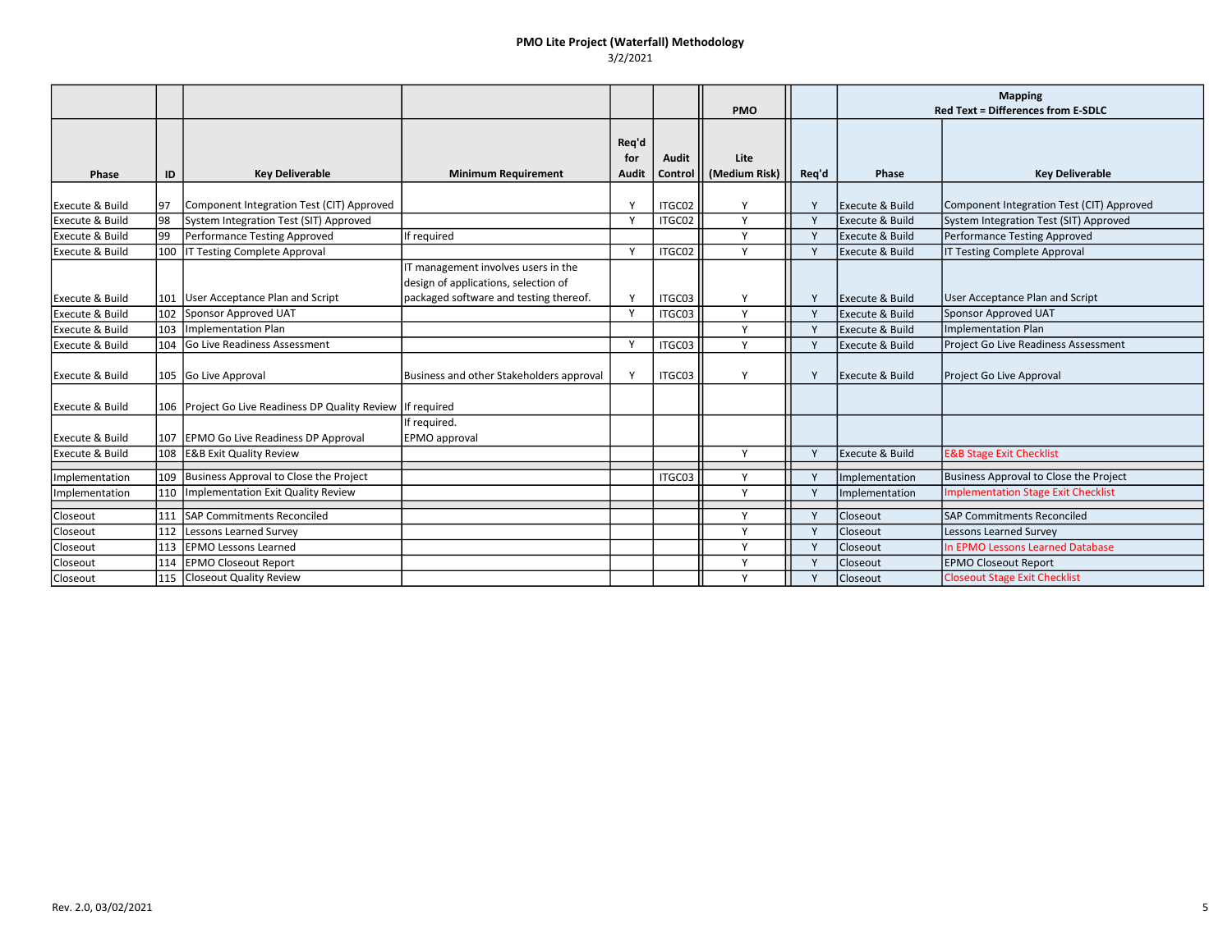**PMO Lite Project (Waterfall) Methodology**
3/2/2021

| | | | | | | PMO | | Mapping Red Text = Differences from E-SDLC | |
|---|---|---|---|---|---|---|---|---|---|
| Phase | ID | Key Deliverable | Minimum Requirement | Req'd for Audit | Audit Control | Lite (Medium Risk) | Req'd | Phase | Key Deliverable |
| Execute & Build | 97 | Component Integration Test (CIT) Approved | | Y | ITGC02 | Y | Y | Execute & Build | Component Integration Test (CIT) Approved |
| Execute & Build | 98 | System Integration Test (SIT) Approved | | Y | ITGC02 | Y | Y | Execute & Build | System Integration Test (SIT) Approved |
| Execute & Build | 99 | Performance Testing Approved | If required | | | Y | Y | Execute & Build | Performance Testing Approved |
| Execute & Build | 100 | IT Testing Complete Approval | | Y | ITGC02 | Y | Y | Execute & Build | IT Testing Complete Approval |
| Execute & Build | 101 | User Acceptance Plan and Script | IT management involves users in the design of applications, selection of packaged software and testing thereof. | Y | ITGC03 | Y | Y | Execute & Build | User Acceptance Plan and Script |
| Execute & Build | 102 | Sponsor Approved UAT | | Y | ITGC03 | Y | Y | Execute & Build | Sponsor Approved UAT |
| Execute & Build | 103 | Implementation Plan | | | | Y | Y | Execute & Build | Implementation Plan |
| Execute & Build | 104 | Go Live Readiness Assessment | | Y | ITGC03 | Y | Y | Execute & Build | Project Go Live Readiness Assessment |
| Execute & Build | 105 | Go Live Approval | Business and other Stakeholders approval | Y | ITGC03 | Y | Y | Execute & Build | Project Go Live Approval |
| Execute & Build | 106 | Project Go Live Readiness DP Quality Review | If required | | | | | | |
| Execute & Build | 107 | EPMO Go Live Readiness DP Approval | If required. EPMO approval | | | | | | |
| Execute & Build | 108 | E&B Exit Quality Review | | | | Y | Y | Execute & Build | E&B Stage Exit Checklist |
| Implementation | 109 | Business Approval to Close the Project | | | ITGC03 | Y | Y | Implementation | Business Approval to Close the Project |
| Implementation | 110 | Implementation Exit Quality Review | | | | Y | Y | Implementation | Implementation Stage Exit Checklist |
| Closeout | 111 | SAP Commitments Reconciled | | | | Y | Y | Closeout | SAP Commitments Reconciled |
| Closeout | 112 | Lessons Learned Survey | | | | Y | Y | Closeout | Lessons Learned Survey |
| Closeout | 113 | EPMO Lessons Learned | | | | Y | Y | Closeout | In EPMO Lessons Learned Database |
| Closeout | 114 | EPMO Closeout Report | | | | Y | Y | Closeout | EPMO Closeout Report |
| Closeout | 115 | Closeout Quality Review | | | | Y | Y | Closeout | Closeout Stage Exit Checklist |

Rev. 2.0, 03/02/2021